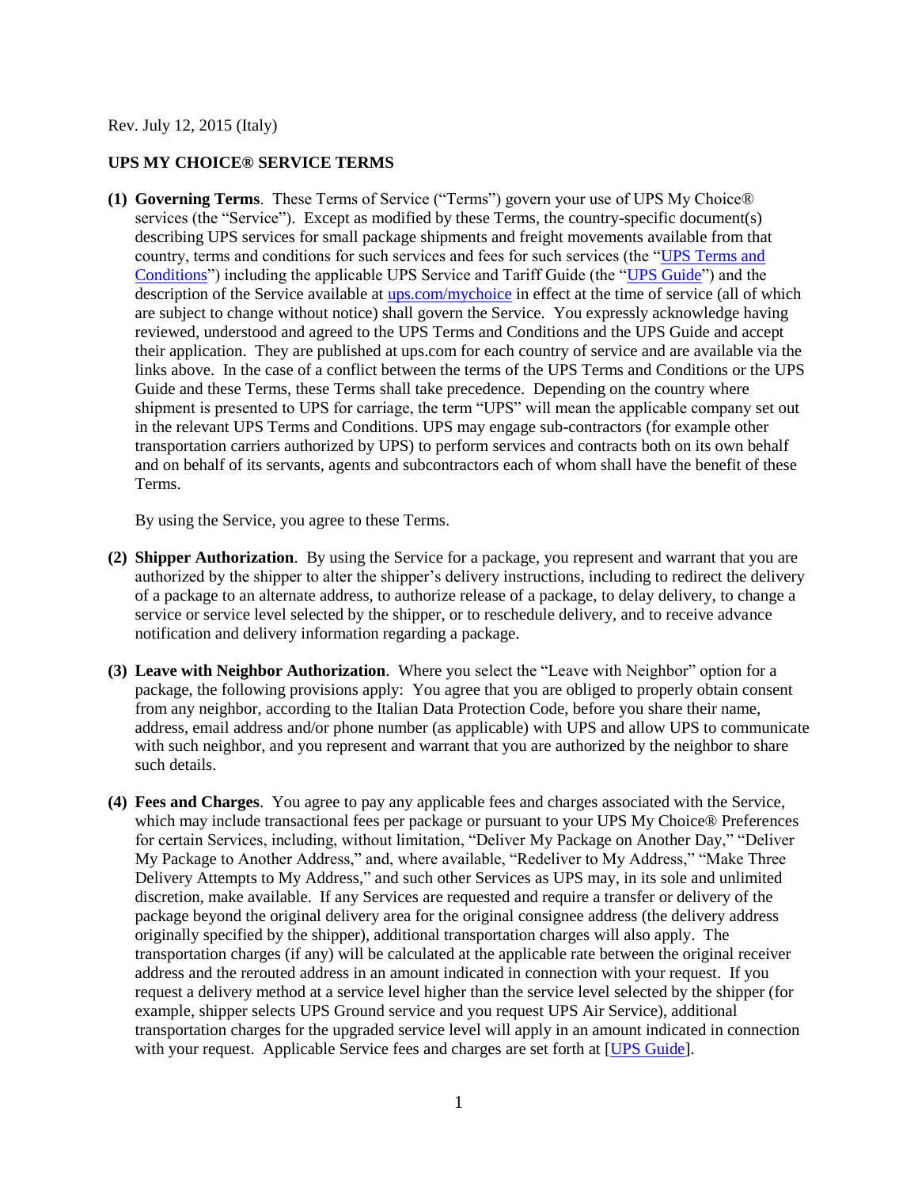Rev. July 12, 2015 (Italy)

**UPS MY CHOICE® SERVICE TERMS**

**(1) Governing Terms**. These Terms of Service ("Terms") govern your use of UPS My Choice® services (the "Service"). Except as modified by these Terms, the country-specific document(s) describing UPS services for small package shipments and freight movements available from that country, terms and conditions for such services and fees for such services (the "UPS Terms and Conditions") including the applicable UPS Service and Tariff Guide (the "UPS Guide") and the description of the Service available at ups.com/mychoice in effect at the time of service (all of which are subject to change without notice) shall govern the Service. You expressly acknowledge having reviewed, understood and agreed to the UPS Terms and Conditions and the UPS Guide and accept their application. They are published at ups.com for each country of service and are available via the links above. In the case of a conflict between the terms of the UPS Terms and Conditions or the UPS Guide and these Terms, these Terms shall take precedence. Depending on the country where shipment is presented to UPS for carriage, the term "UPS" will mean the applicable company set out in the relevant UPS Terms and Conditions. UPS may engage sub-contractors (for example other transportation carriers authorized by UPS) to perform services and contracts both on its own behalf and on behalf of its servants, agents and subcontractors each of whom shall have the benefit of these Terms.

By using the Service, you agree to these Terms.

**(2) Shipper Authorization**. By using the Service for a package, you represent and warrant that you are authorized by the shipper to alter the shipper's delivery instructions, including to redirect the delivery of a package to an alternate address, to authorize release of a package, to delay delivery, to change a service or service level selected by the shipper, or to reschedule delivery, and to receive advance notification and delivery information regarding a package.

**(3) Leave with Neighbor Authorization**. Where you select the "Leave with Neighbor" option for a package, the following provisions apply: You agree that you are obliged to properly obtain consent from any neighbor, according to the Italian Data Protection Code, before you share their name, address, email address and/or phone number (as applicable) with UPS and allow UPS to communicate with such neighbor, and you represent and warrant that you are authorized by the neighbor to share such details.

**(4) Fees and Charges**. You agree to pay any applicable fees and charges associated with the Service, which may include transactional fees per package or pursuant to your UPS My Choice® Preferences for certain Services, including, without limitation, "Deliver My Package on Another Day," "Deliver My Package to Another Address," and, where available, "Redeliver to My Address," "Make Three Delivery Attempts to My Address," and such other Services as UPS may, in its sole and unlimited discretion, make available. If any Services are requested and require a transfer or delivery of the package beyond the original delivery area for the original consignee address (the delivery address originally specified by the shipper), additional transportation charges will also apply. The transportation charges (if any) will be calculated at the applicable rate between the original receiver address and the rerouted address in an amount indicated in connection with your request. If you request a delivery method at a service level higher than the service level selected by the shipper (for example, shipper selects UPS Ground service and you request UPS Air Service), additional transportation charges for the upgraded service level will apply in an amount indicated in connection with your request. Applicable Service fees and charges are set forth at [UPS Guide].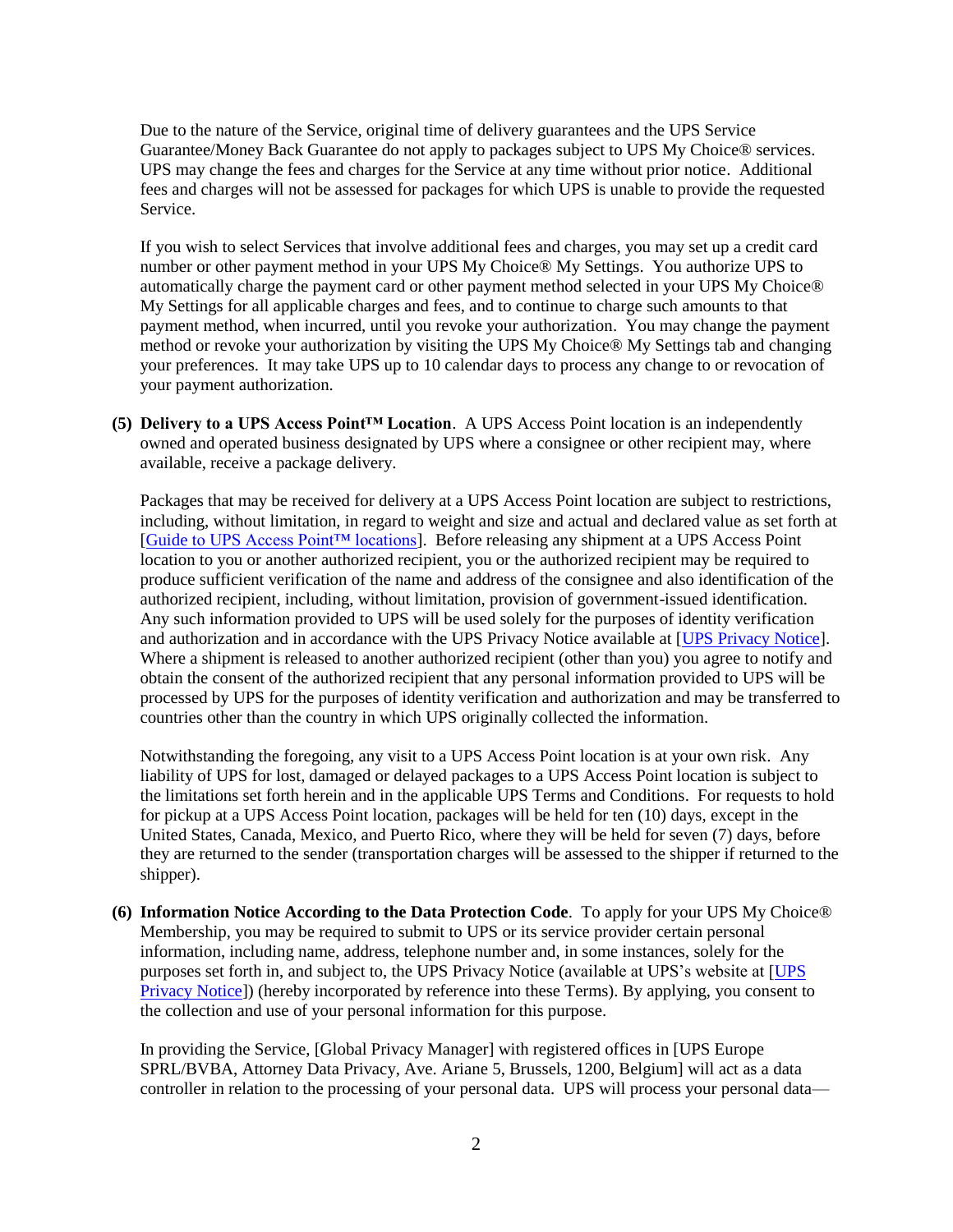Due to the nature of the Service, original time of delivery guarantees and the UPS Service Guarantee/Money Back Guarantee do not apply to packages subject to UPS My Choice® services. UPS may change the fees and charges for the Service at any time without prior notice. Additional fees and charges will not be assessed for packages for which UPS is unable to provide the requested Service.

If you wish to select Services that involve additional fees and charges, you may set up a credit card number or other payment method in your UPS My Choice® My Settings. You authorize UPS to automatically charge the payment card or other payment method selected in your UPS My Choice® My Settings for all applicable charges and fees, and to continue to charge such amounts to that payment method, when incurred, until you revoke your authorization. You may change the payment method or revoke your authorization by visiting the UPS My Choice® My Settings tab and changing your preferences. It may take UPS up to 10 calendar days to process any change to or revocation of your payment authorization.

**(5) Delivery to a UPS Access Point™ Location**. A UPS Access Point location is an independently owned and operated business designated by UPS where a consignee or other recipient may, where available, receive a package delivery.

Packages that may be received for delivery at a UPS Access Point location are subject to restrictions, including, without limitation, in regard to weight and size and actual and declared value as set forth at [Guide to UPS Access Point™ locations]. Before releasing any shipment at a UPS Access Point location to you or another authorized recipient, you or the authorized recipient may be required to produce sufficient verification of the name and address of the consignee and also identification of the authorized recipient, including, without limitation, provision of government-issued identification. Any such information provided to UPS will be used solely for the purposes of identity verification and authorization and in accordance with the UPS Privacy Notice available at [UPS Privacy Notice]. Where a shipment is released to another authorized recipient (other than you) you agree to notify and obtain the consent of the authorized recipient that any personal information provided to UPS will be processed by UPS for the purposes of identity verification and authorization and may be transferred to countries other than the country in which UPS originally collected the information.

Notwithstanding the foregoing, any visit to a UPS Access Point location is at your own risk. Any liability of UPS for lost, damaged or delayed packages to a UPS Access Point location is subject to the limitations set forth herein and in the applicable UPS Terms and Conditions. For requests to hold for pickup at a UPS Access Point location, packages will be held for ten (10) days, except in the United States, Canada, Mexico, and Puerto Rico, where they will be held for seven (7) days, before they are returned to the sender (transportation charges will be assessed to the shipper if returned to the shipper).

**(6) Information Notice According to the Data Protection Code**. To apply for your UPS My Choice® Membership, you may be required to submit to UPS or its service provider certain personal information, including name, address, telephone number and, in some instances, solely for the purposes set forth in, and subject to, the UPS Privacy Notice (available at UPS's website at [UPS Privacy Notice]) (hereby incorporated by reference into these Terms). By applying, you consent to the collection and use of your personal information for this purpose.

In providing the Service, [Global Privacy Manager] with registered offices in [UPS Europe SPRL/BVBA, Attorney Data Privacy, Ave. Ariane 5, Brussels, 1200, Belgium] will act as a data controller in relation to the processing of your personal data. UPS will process your personal data—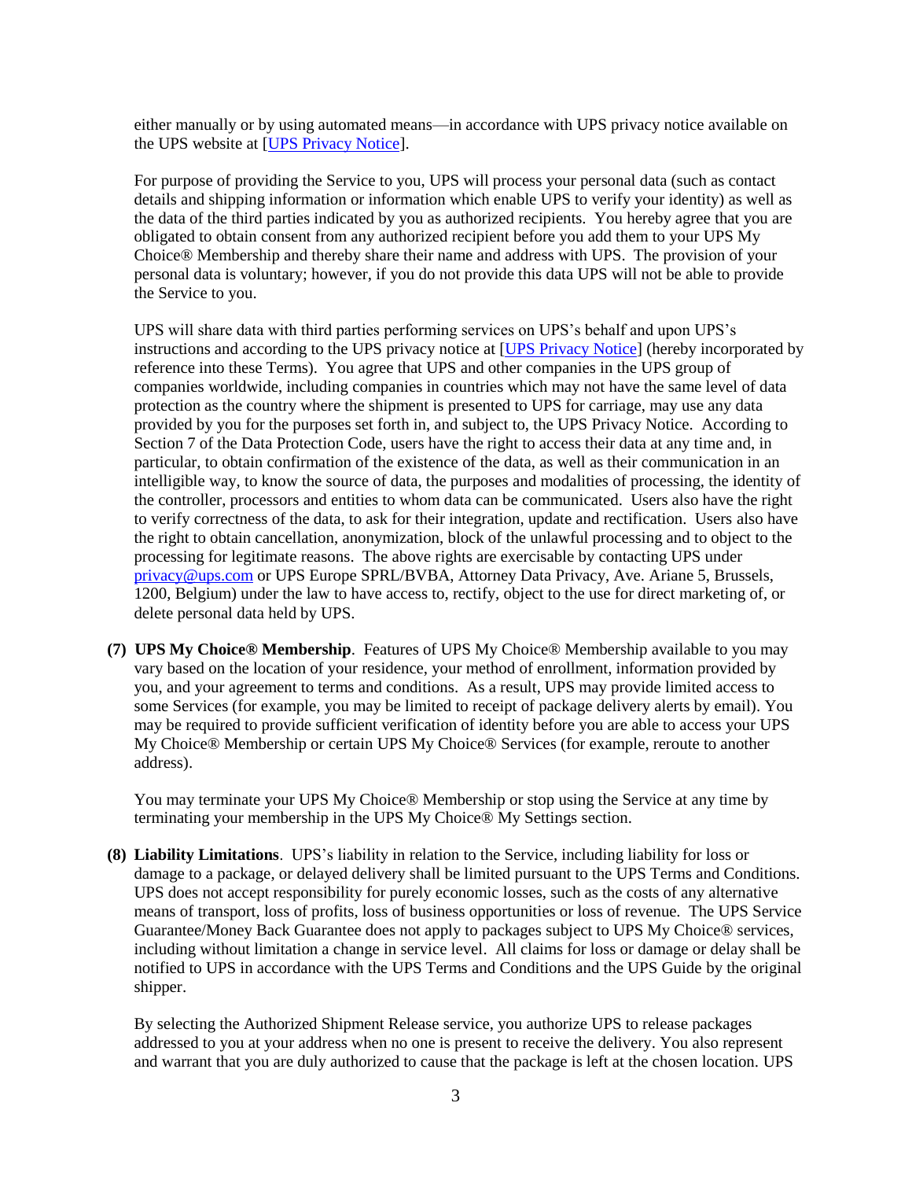either manually or by using automated means—in accordance with UPS privacy notice available on the UPS website at [UPS Privacy Notice].

For purpose of providing the Service to you, UPS will process your personal data (such as contact details and shipping information or information which enable UPS to verify your identity) as well as the data of the third parties indicated by you as authorized recipients. You hereby agree that you are obligated to obtain consent from any authorized recipient before you add them to your UPS My Choice® Membership and thereby share their name and address with UPS. The provision of your personal data is voluntary; however, if you do not provide this data UPS will not be able to provide the Service to you.

UPS will share data with third parties performing services on UPS's behalf and upon UPS's instructions and according to the UPS privacy notice at [UPS Privacy Notice] (hereby incorporated by reference into these Terms). You agree that UPS and other companies in the UPS group of companies worldwide, including companies in countries which may not have the same level of data protection as the country where the shipment is presented to UPS for carriage, may use any data provided by you for the purposes set forth in, and subject to, the UPS Privacy Notice. According to Section 7 of the Data Protection Code, users have the right to access their data at any time and, in particular, to obtain confirmation of the existence of the data, as well as their communication in an intelligible way, to know the source of data, the purposes and modalities of processing, the identity of the controller, processors and entities to whom data can be communicated. Users also have the right to verify correctness of the data, to ask for their integration, update and rectification. Users also have the right to obtain cancellation, anonymization, block of the unlawful processing and to object to the processing for legitimate reasons. The above rights are exercisable by contacting UPS under privacy@ups.com or UPS Europe SPRL/BVBA, Attorney Data Privacy, Ave. Ariane 5, Brussels, 1200, Belgium) under the law to have access to, rectify, object to the use for direct marketing of, or delete personal data held by UPS.

**(7) UPS My Choice® Membership**. Features of UPS My Choice® Membership available to you may vary based on the location of your residence, your method of enrollment, information provided by you, and your agreement to terms and conditions. As a result, UPS may provide limited access to some Services (for example, you may be limited to receipt of package delivery alerts by email). You may be required to provide sufficient verification of identity before you are able to access your UPS My Choice® Membership or certain UPS My Choice® Services (for example, reroute to another address).

You may terminate your UPS My Choice® Membership or stop using the Service at any time by terminating your membership in the UPS My Choice® My Settings section.

**(8) Liability Limitations**. UPS's liability in relation to the Service, including liability for loss or damage to a package, or delayed delivery shall be limited pursuant to the UPS Terms and Conditions. UPS does not accept responsibility for purely economic losses, such as the costs of any alternative means of transport, loss of profits, loss of business opportunities or loss of revenue. The UPS Service Guarantee/Money Back Guarantee does not apply to packages subject to UPS My Choice® services, including without limitation a change in service level. All claims for loss or damage or delay shall be notified to UPS in accordance with the UPS Terms and Conditions and the UPS Guide by the original shipper.

By selecting the Authorized Shipment Release service, you authorize UPS to release packages addressed to you at your address when no one is present to receive the delivery. You also represent and warrant that you are duly authorized to cause that the package is left at the chosen location. UPS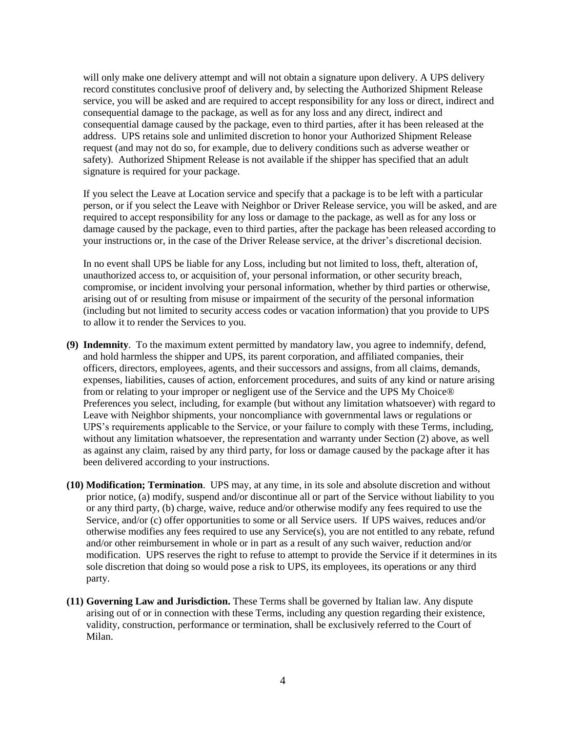will only make one delivery attempt and will not obtain a signature upon delivery. A UPS delivery record constitutes conclusive proof of delivery and, by selecting the Authorized Shipment Release service, you will be asked and are required to accept responsibility for any loss or direct, indirect and consequential damage to the package, as well as for any loss and any direct, indirect and consequential damage caused by the package, even to third parties, after it has been released at the address. UPS retains sole and unlimited discretion to honor your Authorized Shipment Release request (and may not do so, for example, due to delivery conditions such as adverse weather or safety). Authorized Shipment Release is not available if the shipper has specified that an adult signature is required for your package.

If you select the Leave at Location service and specify that a package is to be left with a particular person, or if you select the Leave with Neighbor or Driver Release service, you will be asked, and are required to accept responsibility for any loss or damage to the package, as well as for any loss or damage caused by the package, even to third parties, after the package has been released according to your instructions or, in the case of the Driver Release service, at the driver's discretional decision.

In no event shall UPS be liable for any Loss, including but not limited to loss, theft, alteration of, unauthorized access to, or acquisition of, your personal information, or other security breach, compromise, or incident involving your personal information, whether by third parties or otherwise, arising out of or resulting from misuse or impairment of the security of the personal information (including but not limited to security access codes or vacation information) that you provide to UPS to allow it to render the Services to you.

**(9) Indemnity**. To the maximum extent permitted by mandatory law, you agree to indemnify, defend, and hold harmless the shipper and UPS, its parent corporation, and affiliated companies, their officers, directors, employees, agents, and their successors and assigns, from all claims, demands, expenses, liabilities, causes of action, enforcement procedures, and suits of any kind or nature arising from or relating to your improper or negligent use of the Service and the UPS My Choice® Preferences you select, including, for example (but without any limitation whatsoever) with regard to Leave with Neighbor shipments, your noncompliance with governmental laws or regulations or UPS's requirements applicable to the Service, or your failure to comply with these Terms, including, without any limitation whatsoever, the representation and warranty under Section (2) above, as well as against any claim, raised by any third party, for loss or damage caused by the package after it has been delivered according to your instructions.

**(10) Modification; Termination**. UPS may, at any time, in its sole and absolute discretion and without prior notice, (a) modify, suspend and/or discontinue all or part of the Service without liability to you or any third party, (b) charge, waive, reduce and/or otherwise modify any fees required to use the Service, and/or (c) offer opportunities to some or all Service users. If UPS waives, reduces and/or otherwise modifies any fees required to use any Service(s), you are not entitled to any rebate, refund and/or other reimbursement in whole or in part as a result of any such waiver, reduction and/or modification. UPS reserves the right to refuse to attempt to provide the Service if it determines in its sole discretion that doing so would pose a risk to UPS, its employees, its operations or any third party.

**(11) Governing Law and Jurisdiction.** These Terms shall be governed by Italian law. Any dispute arising out of or in connection with these Terms, including any question regarding their existence, validity, construction, performance or termination, shall be exclusively referred to the Court of Milan.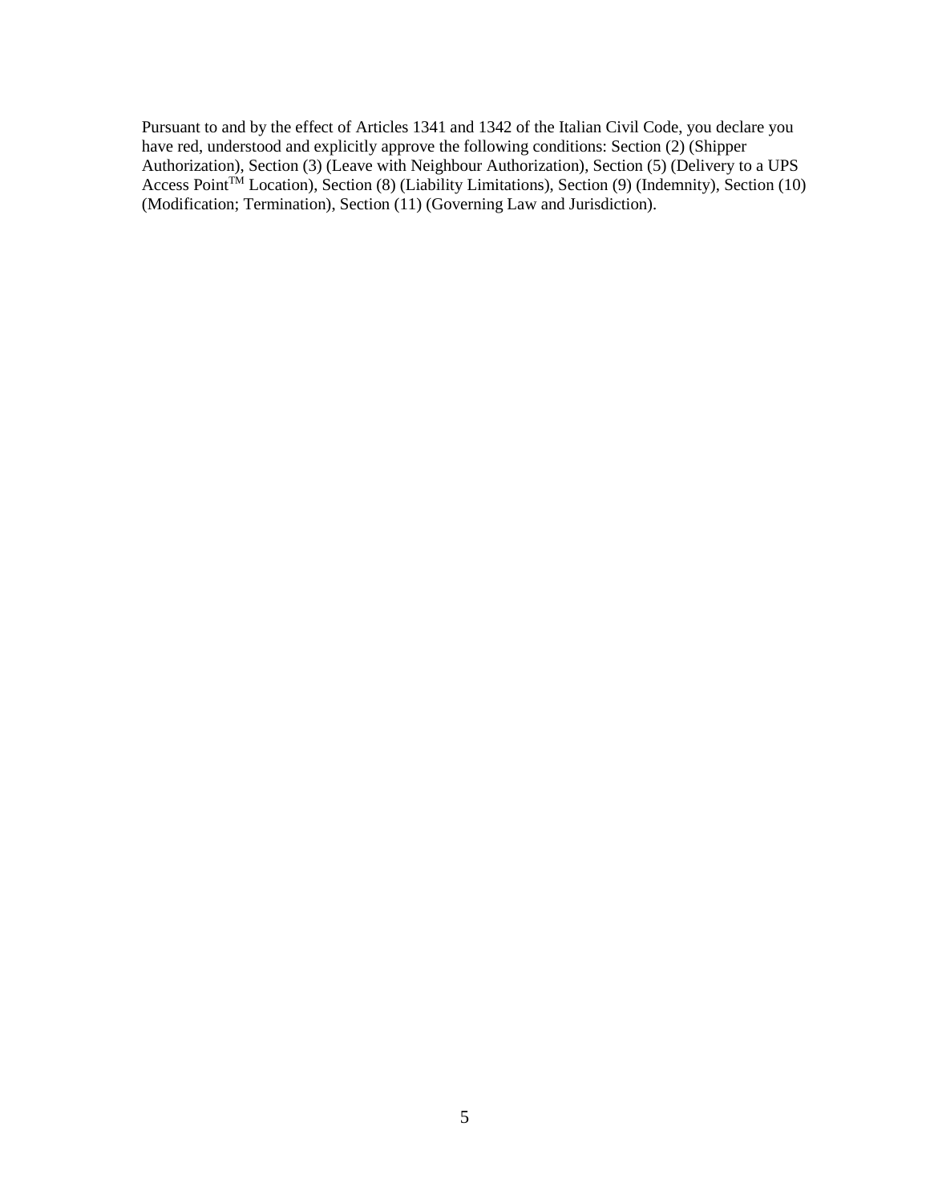Pursuant to and by the effect of Articles 1341 and 1342 of the Italian Civil Code, you declare you have red, understood and explicitly approve the following conditions: Section (2) (Shipper Authorization), Section (3) (Leave with Neighbour Authorization), Section (5) (Delivery to a UPS Access Point™ Location), Section (8) (Liability Limitations), Section (9) (Indemnity), Section (10) (Modification; Termination), Section (11) (Governing Law and Jurisdiction).